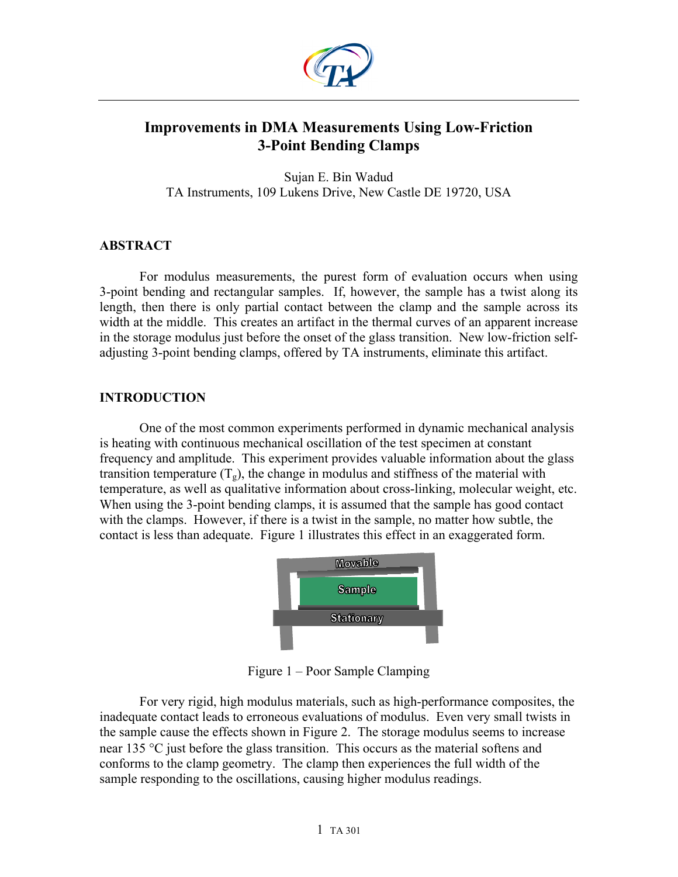# Improvements in DMA Measurements Using Low-Friction 3-Point Bending Clamps

Sujan E. Bin Wadud
TA Instruments, 109 Lukens Drive, New Castle DE 19720, USA

## ABSTRACT

For modulus measurements, the purest form of evaluation occurs when using 3-point bending and rectangular samples. If, however, the sample has a twist along its length, then there is only partial contact between the clamp and the sample across its width at the middle. This creates an artifact in the thermal curves of an apparent increase in the storage modulus just before the onset of the glass transition. New low-friction self-adjusting 3-point bending clamps, offered by TA instruments, eliminate this artifact.

## INTRODUCTION

One of the most common experiments performed in dynamic mechanical analysis is heating with continuous mechanical oscillation of the test specimen at constant frequency and amplitude. This experiment provides valuable information about the glass transition temperature ($T_g$), the change in modulus and stiffness of the material with temperature, as well as qualitative information about cross-linking, molecular weight, etc. When using the 3-point bending clamps, it is assumed that the sample has good contact with the clamps. However, if there is a twist in the sample, no matter how subtle, the contact is less than adequate. Figure 1 illustrates this effect in an exaggerated form.

Movable

Sample

Stationary

Figure 1 – Poor Sample Clamping

For very rigid, high modulus materials, such as high-performance composites, the inadequate contact leads to erroneous evaluations of modulus. Even very small twists in the sample cause the effects shown in Figure 2. The storage modulus seems to increase near 135 °C just before the glass transition. This occurs as the material softens and conforms to the clamp geometry. The clamp then experiences the full width of the sample responding to the oscillations, causing higher modulus readings.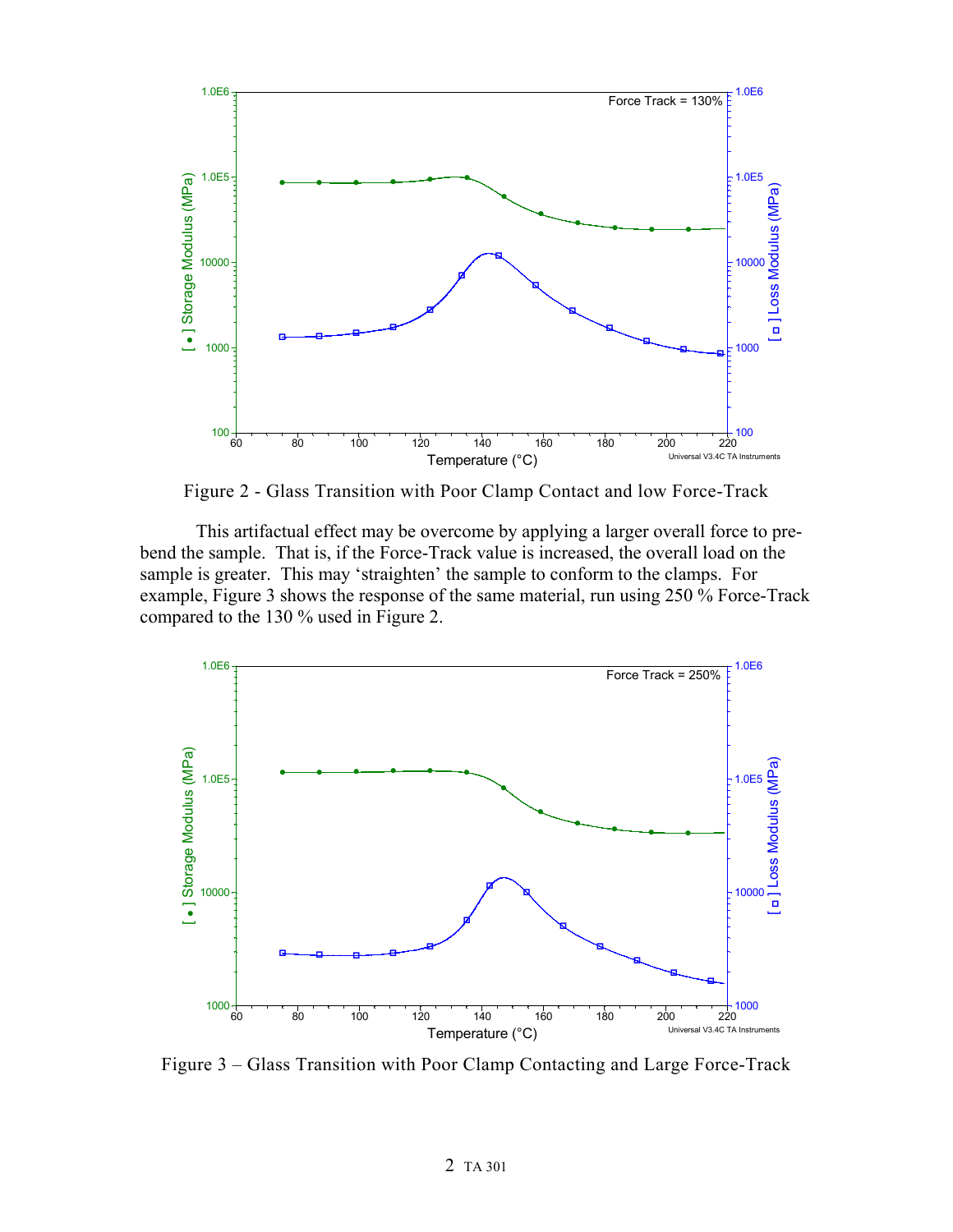Figure 2 - Glass Transition with Poor Clamp Contact and low Force-Track

This artifactual effect may be overcome by applying a larger overall force to pre-bend the sample. That is, if the Force-Track value is increased, the overall load on the sample is greater. This may 'straighten' the sample to conform to the clamps. For example, Figure 3 shows the response of the same material, run using 250 % Force-Track compared to the 130 % used in Figure 2.

Figure 3 – Glass Transition with Poor Clamp Contacting and Large Force-Track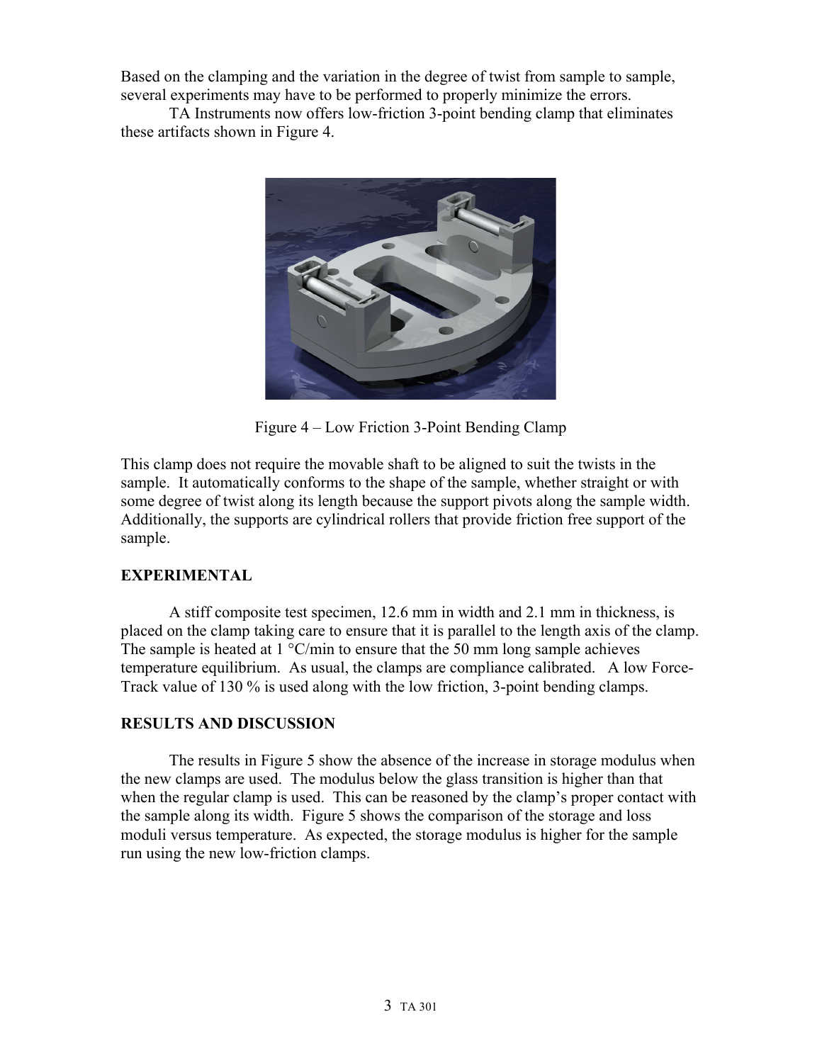Based on the clamping and the variation in the degree of twist from sample to sample, several experiments may have to be performed to properly minimize the errors.

TA Instruments now offers low-friction 3-point bending clamp that eliminates these artifacts shown in Figure 4.

Figure 4 – Low Friction 3-Point Bending Clamp

This clamp does not require the movable shaft to be aligned to suit the twists in the sample. It automatically conforms to the shape of the sample, whether straight or with some degree of twist along its length because the support pivots along the sample width. Additionally, the supports are cylindrical rollers that provide friction free support of the sample.

## EXPERIMENTAL

A stiff composite test specimen, 12.6 mm in width and 2.1 mm in thickness, is placed on the clamp taking care to ensure that it is parallel to the length axis of the clamp. The sample is heated at 1 °C/min to ensure that the 50 mm long sample achieves temperature equilibrium. As usual, the clamps are compliance calibrated. A low Force-Track value of 130 % is used along with the low friction, 3-point bending clamps.

## RESULTS AND DISCUSSION

The results in Figure 5 show the absence of the increase in storage modulus when the new clamps are used. The modulus below the glass transition is higher than that when the regular clamp is used. This can be reasoned by the clamp's proper contact with the sample along its width. Figure 5 shows the comparison of the storage and loss moduli versus temperature. As expected, the storage modulus is higher for the sample run using the new low-friction clamps.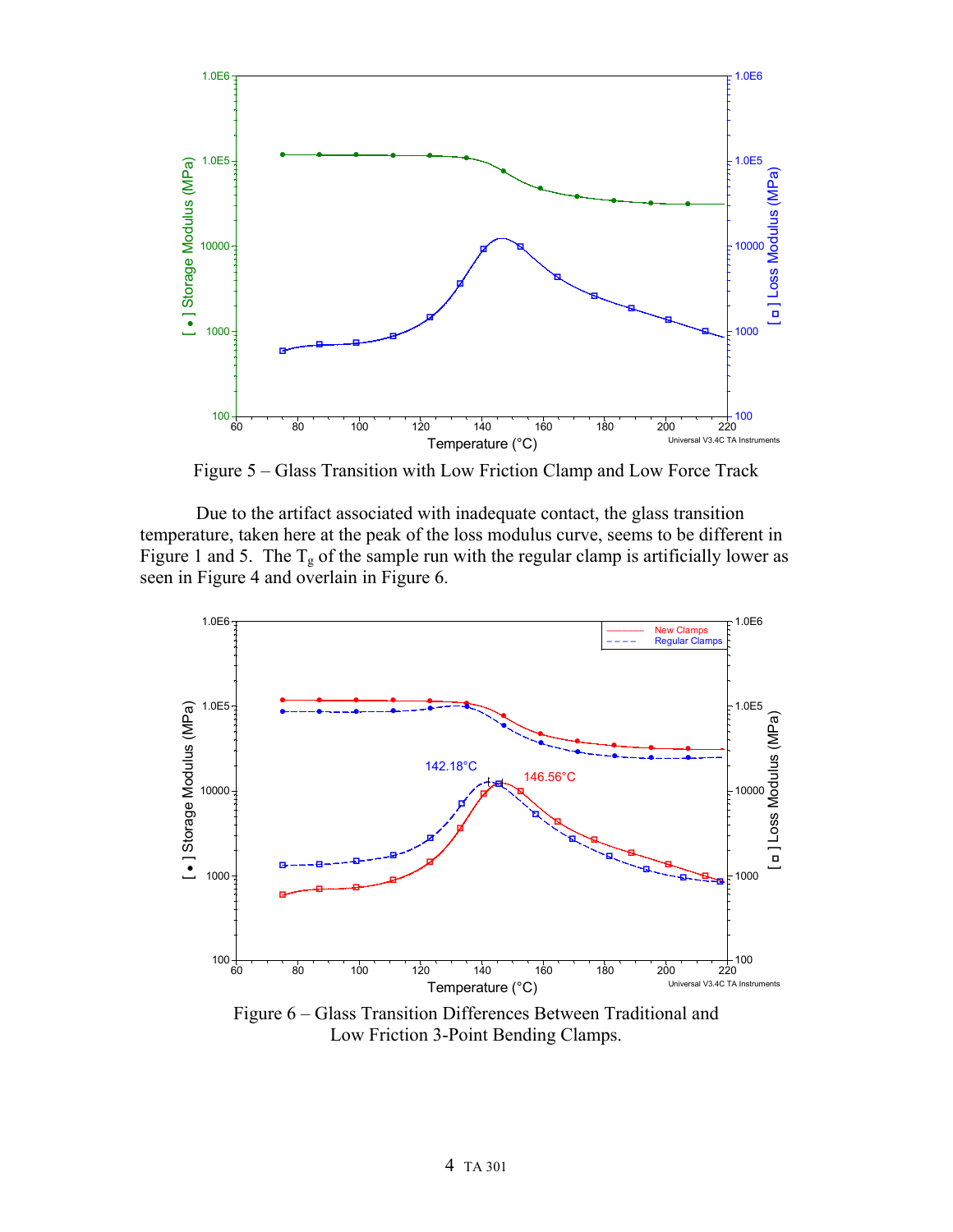Figure 5 – Glass Transition with Low Friction Clamp and Low Force Track

Due to the artifact associated with inadequate contact, the glass transition temperature, taken here at the peak of the loss modulus curve, seems to be different in Figure 1 and 5. The $T_g$ of the sample run with the regular clamp is artificially lower as seen in Figure 4 and overlain in Figure 6.

Figure 6 – Glass Transition Differences Between Traditional and Low Friction 3-Point Bending Clamps.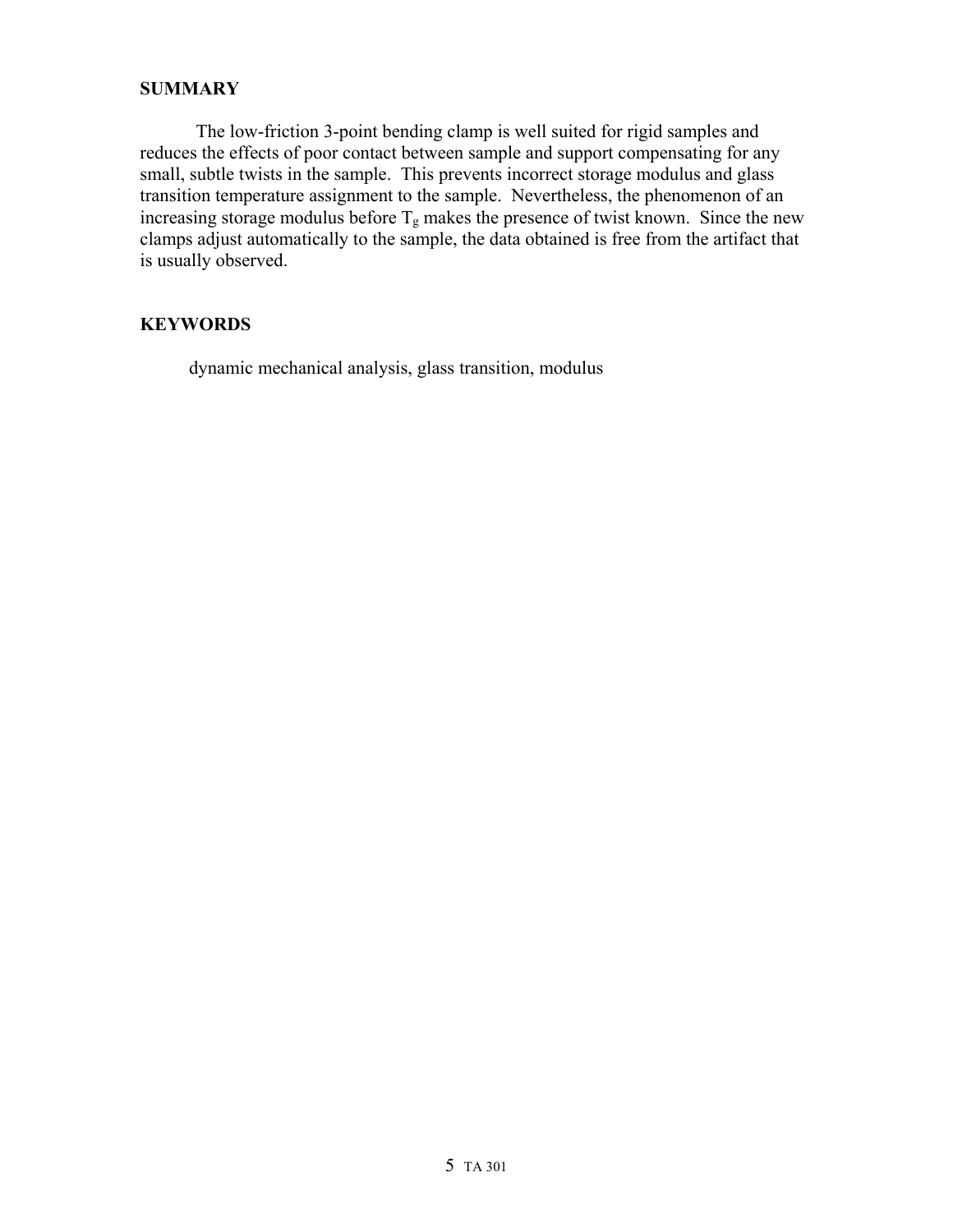## SUMMARY

The low-friction 3-point bending clamp is well suited for rigid samples and reduces the effects of poor contact between sample and support compensating for any small, subtle twists in the sample. This prevents incorrect storage modulus and glass transition temperature assignment to the sample. Nevertheless, the phenomenon of an increasing storage modulus before $T_g$ makes the presence of twist known. Since the new clamps adjust automatically to the sample, the data obtained is free from the artifact that is usually observed.

## KEYWORDS

dynamic mechanical analysis, glass transition, modulus